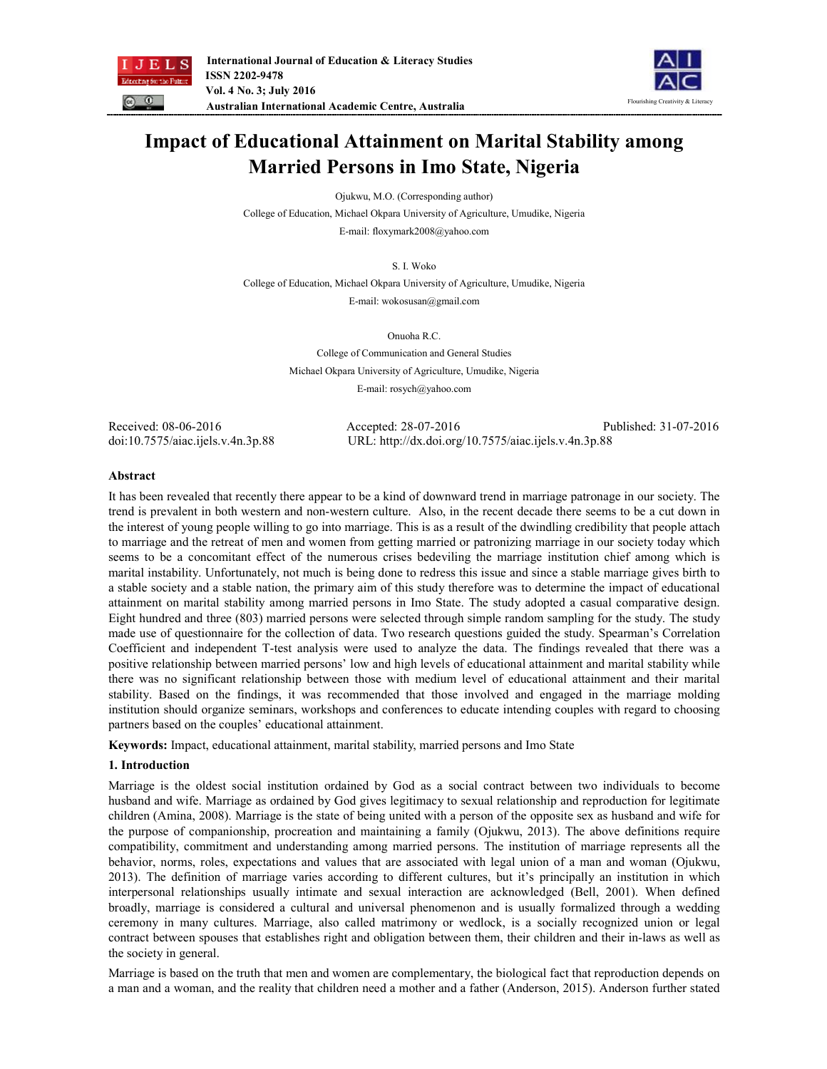# Impact of Educational Attainment on Marital Stability among Married Persons in Imo State, Nigeria

Ojukwu, M.O. (Corresponding author)

College of Education, Michael Okpara University of Agriculture, Umudike, Nigeria

E-mail: floxymark2008@yahoo.com

S. I. Woko

College of Education, Michael Okpara University of Agriculture, Umudike, Nigeria

E-mail: wokosusan@gmail.com

Onuoha R.C.

College of Communication and General Studies

Michael Okpara University of Agriculture, Umudike, Nigeria

E-mail: rosych@yahoo.com

Received: 08-06-2016 Accepted: 28-07-2016 Published: 31-07-2016

doi:10.7575/aiac.ijels.v.4n.3p.88 URL: http://dx.doi.org/10.7575/aiac.ijels.v.4n.3p.88

## Abstract

It has been revealed that recently there appear to be a kind of downward trend in marriage patronage in our society. The trend is prevalent in both western and non-western culture. Also, in the recent decade there seems to be a cut down in the interest of young people willing to go into marriage. This is as a result of the dwindling credibility that people attach to marriage and the retreat of men and women from getting married or patronizing marriage in our society today which seems to be a concomitant effect of the numerous crises bedeviling the marriage institution chief among which is marital instability. Unfortunately, not much is being done to redress this issue and since a stable marriage gives birth to a stable society and a stable nation, the primary aim of this study therefore was to determine the impact of educational attainment on marital stability among married persons in Imo State. The study adopted a casual comparative design. Eight hundred and three (803) married persons were selected through simple random sampling for the study. The study made use of questionnaire for the collection of data. Two research questions guided the study. Spearman's Correlation Coefficient and independent T-test analysis were used to analyze the data. The findings revealed that there was a positive relationship between married persons' low and high levels of educational attainment and marital stability while there was no significant relationship between those with medium level of educational attainment and their marital stability. Based on the findings, it was recommended that those involved and engaged in the marriage molding institution should organize seminars, workshops and conferences to educate intending couples with regard to choosing partners based on the couples' educational attainment.

**Keywords:** Impact, educational attainment, marital stability, married persons and Imo State

## 1. Introduction

Marriage is the oldest social institution ordained by God as a social contract between two individuals to become husband and wife. Marriage as ordained by God gives legitimacy to sexual relationship and reproduction for legitimate children (Amina, 2008). Marriage is the state of being united with a person of the opposite sex as husband and wife for the purpose of companionship, procreation and maintaining a family (Ojukwu, 2013). The above definitions require compatibility, commitment and understanding among married persons. The institution of marriage represents all the behavior, norms, roles, expectations and values that are associated with legal union of a man and woman (Ojukwu, 2013). The definition of marriage varies according to different cultures, but it's principally an institution in which interpersonal relationships usually intimate and sexual interaction are acknowledged (Bell, 2001). When defined broadly, marriage is considered a cultural and universal phenomenon and is usually formalized through a wedding ceremony in many cultures. Marriage, also called matrimony or wedlock, is a socially recognized union or legal contract between spouses that establishes right and obligation between them, their children and their in-laws as well as the society in general.

Marriage is based on the truth that men and women are complementary, the biological fact that reproduction depends on a man and a woman, and the reality that children need a mother and a father (Anderson, 2015). Anderson further stated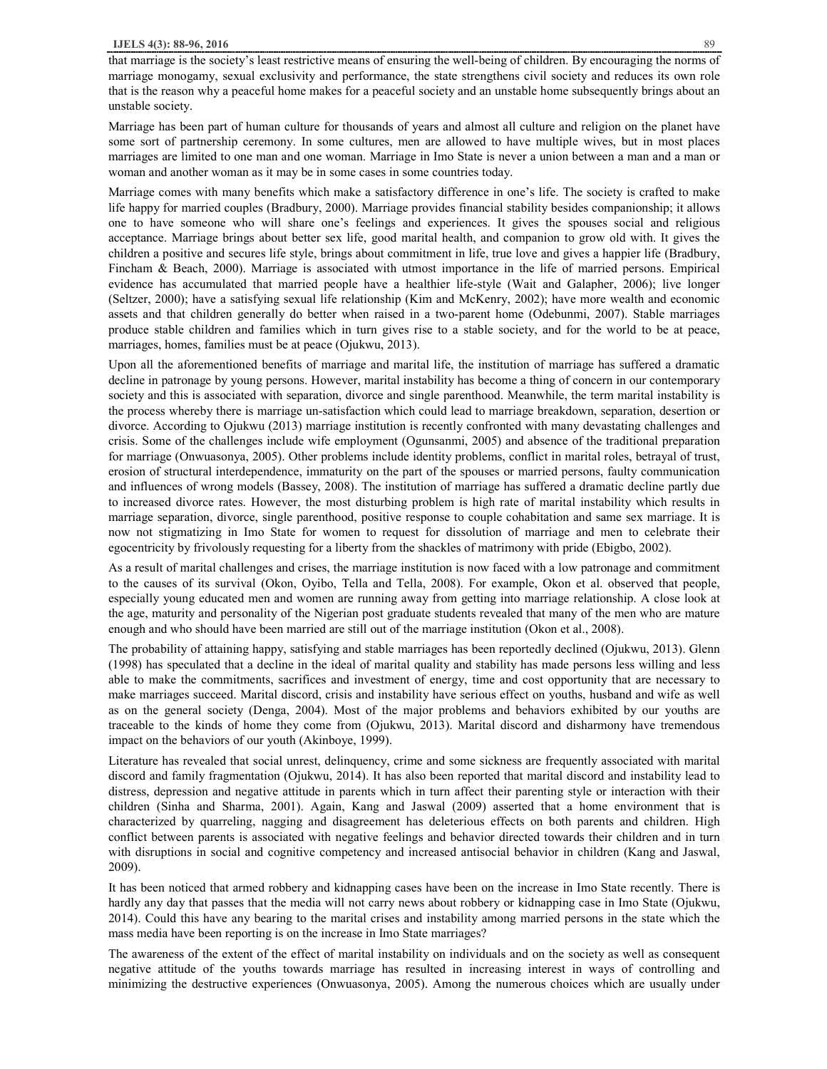that marriage is the society's least restrictive means of ensuring the well-being of children. By encouraging the norms of marriage monogamy, sexual exclusivity and performance, the state strengthens civil society and reduces its own role that is the reason why a peaceful home makes for a peaceful society and an unstable home subsequently brings about an unstable society.

Marriage has been part of human culture for thousands of years and almost all culture and religion on the planet have some sort of partnership ceremony. In some cultures, men are allowed to have multiple wives, but in most places marriages are limited to one man and one woman. Marriage in Imo State is never a union between a man and a man or woman and another woman as it may be in some cases in some countries today.

Marriage comes with many benefits which make a satisfactory difference in one's life. The society is crafted to make life happy for married couples (Bradbury, 2000). Marriage provides financial stability besides companionship; it allows one to have someone who will share one's feelings and experiences. It gives the spouses social and religious acceptance. Marriage brings about better sex life, good marital health, and companion to grow old with. It gives the children a positive and secures life style, brings about commitment in life, true love and gives a happier life (Bradbury, Fincham & Beach, 2000). Marriage is associated with utmost importance in the life of married persons. Empirical evidence has accumulated that married people have a healthier life-style (Wait and Galapher, 2006); live longer (Seltzer, 2000); have a satisfying sexual life relationship (Kim and McKenry, 2002); have more wealth and economic assets and that children generally do better when raised in a two-parent home (Odebunmi, 2007). Stable marriages produce stable children and families which in turn gives rise to a stable society, and for the world to be at peace, marriages, homes, families must be at peace (Ojukwu, 2013).

Upon all the aforementioned benefits of marriage and marital life, the institution of marriage has suffered a dramatic decline in patronage by young persons. However, marital instability has become a thing of concern in our contemporary society and this is associated with separation, divorce and single parenthood. Meanwhile, the term marital instability is the process whereby there is marriage un-satisfaction which could lead to marriage breakdown, separation, desertion or divorce. According to Ojukwu (2013) marriage institution is recently confronted with many devastating challenges and crisis. Some of the challenges include wife employment (Ogunsanmi, 2005) and absence of the traditional preparation for marriage (Onwuasonya, 2005). Other problems include identity problems, conflict in marital roles, betrayal of trust, erosion of structural interdependence, immaturity on the part of the spouses or married persons, faulty communication and influences of wrong models (Bassey, 2008). The institution of marriage has suffered a dramatic decline partly due to increased divorce rates. However, the most disturbing problem is high rate of marital instability which results in marriage separation, divorce, single parenthood, positive response to couple cohabitation and same sex marriage. It is now not stigmatizing in Imo State for women to request for dissolution of marriage and men to celebrate their egocentricity by frivolously requesting for a liberty from the shackles of matrimony with pride (Ebigbo, 2002).

As a result of marital challenges and crises, the marriage institution is now faced with a low patronage and commitment to the causes of its survival (Okon, Oyibo, Tella and Tella, 2008). For example, Okon et al. observed that people, especially young educated men and women are running away from getting into marriage relationship. A close look at the age, maturity and personality of the Nigerian post graduate students revealed that many of the men who are mature enough and who should have been married are still out of the marriage institution (Okon et al., 2008).

The probability of attaining happy, satisfying and stable marriages has been reportedly declined (Ojukwu, 2013). Glenn (1998) has speculated that a decline in the ideal of marital quality and stability has made persons less willing and less able to make the commitments, sacrifices and investment of energy, time and cost opportunity that are necessary to make marriages succeed. Marital discord, crisis and instability have serious effect on youths, husband and wife as well as on the general society (Denga, 2004). Most of the major problems and behaviors exhibited by our youths are traceable to the kinds of home they come from (Ojukwu, 2013). Marital discord and disharmony have tremendous impact on the behaviors of our youth (Akinboye, 1999).

Literature has revealed that social unrest, delinquency, crime and some sickness are frequently associated with marital discord and family fragmentation (Ojukwu, 2014). It has also been reported that marital discord and instability lead to distress, depression and negative attitude in parents which in turn affect their parenting style or interaction with their children (Sinha and Sharma, 2001). Again, Kang and Jaswal (2009) asserted that a home environment that is characterized by quarreling, nagging and disagreement has deleterious effects on both parents and children. High conflict between parents is associated with negative feelings and behavior directed towards their children and in turn with disruptions in social and cognitive competency and increased antisocial behavior in children (Kang and Jaswal, 2009).

It has been noticed that armed robbery and kidnapping cases have been on the increase in Imo State recently. There is hardly any day that passes that the media will not carry news about robbery or kidnapping case in Imo State (Ojukwu, 2014). Could this have any bearing to the marital crises and instability among married persons in the state which the mass media have been reporting is on the increase in Imo State marriages?

The awareness of the extent of the effect of marital instability on individuals and on the society as well as consequent negative attitude of the youths towards marriage has resulted in increasing interest in ways of controlling and minimizing the destructive experiences (Onwuasonya, 2005). Among the numerous choices which are usually under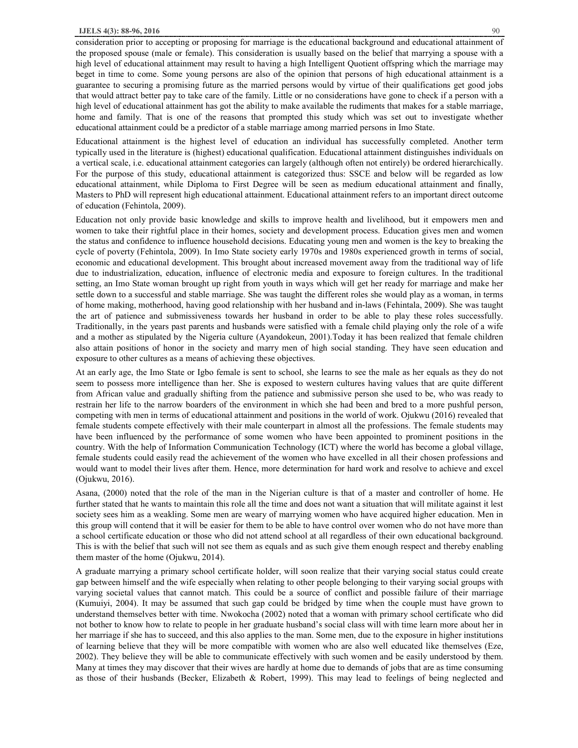consideration prior to accepting or proposing for marriage is the educational background and educational attainment of the proposed spouse (male or female). This consideration is usually based on the belief that marrying a spouse with a high level of educational attainment may result to having a high Intelligent Quotient offspring which the marriage may beget in time to come. Some young persons are also of the opinion that persons of high educational attainment is a guarantee to securing a promising future as the married persons would by virtue of their qualifications get good jobs that would attract better pay to take care of the family. Little or no considerations have gone to check if a person with a high level of educational attainment has got the ability to make available the rudiments that makes for a stable marriage, home and family. That is one of the reasons that prompted this study which was set out to investigate whether educational attainment could be a predictor of a stable marriage among married persons in Imo State.

Educational attainment is the highest level of education an individual has successfully completed. Another term typically used in the literature is (highest) educational qualification. Educational attainment distinguishes individuals on a vertical scale, i.e. educational attainment categories can largely (although often not entirely) be ordered hierarchically. For the purpose of this study, educational attainment is categorized thus: SSCE and below will be regarded as low educational attainment, while Diploma to First Degree will be seen as medium educational attainment and finally, Masters to PhD will represent high educational attainment. Educational attainment refers to an important direct outcome of education (Fehintola, 2009).

Education not only provide basic knowledge and skills to improve health and livelihood, but it empowers men and women to take their rightful place in their homes, society and development process. Education gives men and women the status and confidence to influence household decisions. Educating young men and women is the key to breaking the cycle of poverty (Fehintola, 2009). In Imo State society early 1970s and 1980s experienced growth in terms of social, economic and educational development. This brought about increased movement away from the traditional way of life due to industrialization, education, influence of electronic media and exposure to foreign cultures. In the traditional setting, an Imo State woman brought up right from youth in ways which will get her ready for marriage and make her settle down to a successful and stable marriage. She was taught the different roles she would play as a woman, in terms of home making, motherhood, having good relationship with her husband and in-laws (Fehintala, 2009). She was taught the art of patience and submissiveness towards her husband in order to be able to play these roles successfully. Traditionally, in the years past parents and husbands were satisfied with a female child playing only the role of a wife and a mother as stipulated by the Nigeria culture (Ayandokeun, 2001).Today it has been realized that female children also attain positions of honor in the society and marry men of high social standing. They have seen education and exposure to other cultures as a means of achieving these objectives.

At an early age, the Imo State or Igbo female is sent to school, she learns to see the male as her equals as they do not seem to possess more intelligence than her. She is exposed to western cultures having values that are quite different from African value and gradually shifting from the patience and submissive person she used to be, who was ready to restrain her life to the narrow boarders of the environment in which she had been and bred to a more pushful person, competing with men in terms of educational attainment and positions in the world of work. Ojukwu (2016) revealed that female students compete effectively with their male counterpart in almost all the professions. The female students may have been influenced by the performance of some women who have been appointed to prominent positions in the country. With the help of Information Communication Technology (ICT) where the world has become a global village, female students could easily read the achievement of the women who have excelled in all their chosen professions and would want to model their lives after them. Hence, more determination for hard work and resolve to achieve and excel (Ojukwu, 2016).

Asana, (2000) noted that the role of the man in the Nigerian culture is that of a master and controller of home. He further stated that he wants to maintain this role all the time and does not want a situation that will militate against it lest society sees him as a weakling. Some men are weary of marrying women who have acquired higher education. Men in this group will contend that it will be easier for them to be able to have control over women who do not have more than a school certificate education or those who did not attend school at all regardless of their own educational background. This is with the belief that such will not see them as equals and as such give them enough respect and thereby enabling them master of the home (Ojukwu, 2014).

A graduate marrying a primary school certificate holder, will soon realize that their varying social status could create gap between himself and the wife especially when relating to other people belonging to their varying social groups with varying societal values that cannot match. This could be a source of conflict and possible failure of their marriage (Kumuiyi, 2004). It may be assumed that such gap could be bridged by time when the couple must have grown to understand themselves better with time. Nwokocha (2002) noted that a woman with primary school certificate who did not bother to know how to relate to people in her graduate husband's social class will with time learn more about her in her marriage if she has to succeed, and this also applies to the man. Some men, due to the exposure in higher institutions of learning believe that they will be more compatible with women who are also well educated like themselves (Eze, 2002). They believe they will be able to communicate effectively with such women and be easily understood by them. Many at times they may discover that their wives are hardly at home due to demands of jobs that are as time consuming as those of their husbands (Becker, Elizabeth & Robert, 1999). This may lead to feelings of being neglected and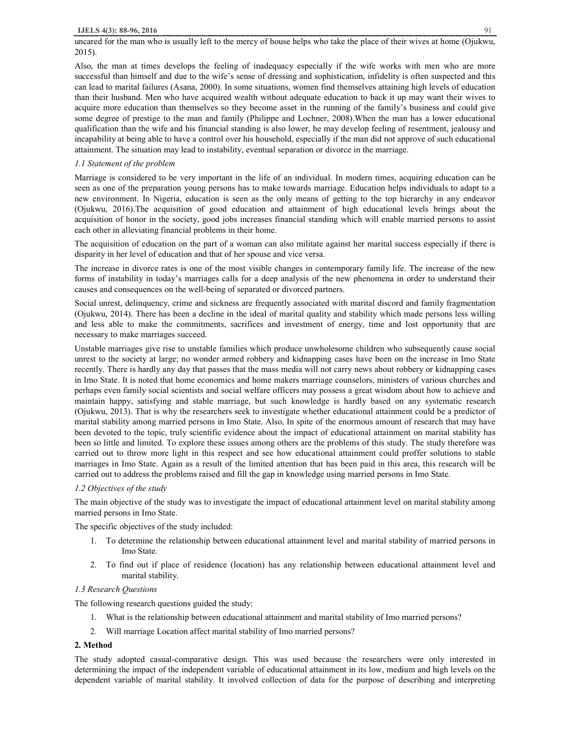uncared for the man who is usually left to the mercy of house helps who take the place of their wives at home (Ojukwu, 2015).

Also, the man at times develops the feeling of inadequacy especially if the wife works with men who are more successful than himself and due to the wife's sense of dressing and sophistication, infidelity is often suspected and this can lead to marital failures (Asana, 2000). In some situations, women find themselves attaining high levels of education than their husband. Men who have acquired wealth without adequate education to back it up may want their wives to acquire more education than themselves so they become asset in the running of the family's business and could give some degree of prestige to the man and family (Philippe and Lochner, 2008).When the man has a lower educational qualification than the wife and his financial standing is also lower, he may develop feeling of resentment, jealousy and incapability at being able to have a control over his household, especially if the man did not approve of such educational attainment. The situation may lead to instability, eventual separation or divorce in the marriage.

### *1.1 Statement of the problem*

Marriage is considered to be very important in the life of an individual. In modern times, acquiring education can be seen as one of the preparation young persons has to make towards marriage. Education helps individuals to adapt to a new environment. In Nigeria, education is seen as the only means of getting to the top hierarchy in any endeavor (Ojukwu, 2016).The acquisition of good education and attainment of high educational levels brings about the acquisition of honor in the society, good jobs increases financial standing which will enable married persons to assist each other in alleviating financial problems in their home.

The acquisition of education on the part of a woman can also militate against her marital success especially if there is disparity in her level of education and that of her spouse and vice versa.

The increase in divorce rates is one of the most visible changes in contemporary family life. The increase of the new forms of instability in today's marriages calls for a deep analysis of the new phenomena in order to understand their causes and consequences on the well-being of separated or divorced partners.

Social unrest, delinquency, crime and sickness are frequently associated with marital discord and family fragmentation (Ojukwu, 2014). There has been a decline in the ideal of marital quality and stability which made persons less willing and less able to make the commitments, sacrifices and investment of energy, time and lost opportunity that are necessary to make marriages succeed.

Unstable marriages give rise to unstable families which produce unwholesome children who subsequently cause social unrest to the society at large; no wonder armed robbery and kidnapping cases have been on the increase in Imo State recently. There is hardly any day that passes that the mass media will not carry news about robbery or kidnapping cases in Imo State. It is noted that home economics and home makers marriage counselors, ministers of various churches and perhaps even family social scientists and social welfare officers may possess a great wisdom about how to achieve and maintain happy, satisfying and stable marriage, but such knowledge is hardly based on any systematic research (Ojukwu, 2013). That is why the researchers seek to investigate whether educational attainment could be a predictor of marital stability among married persons in Imo State. Also, In spite of the enormous amount of research that may have been devoted to the topic, truly scientific evidence about the impact of educational attainment on marital stability has been so little and limited. To explore these issues among others are the problems of this study. The study therefore was carried out to throw more light in this respect and see how educational attainment could proffer solutions to stable marriages in Imo State. Again as a result of the limited attention that has been paid in this area, this research will be carried out to address the problems raised and fill the gap in knowledge using married persons in Imo State.

### *1.2 Objectives of the study*

The main objective of the study was to investigate the impact of educational attainment level on marital stability among married persons in Imo State.

The specific objectives of the study included:

1. To determine the relationship between educational attainment level and marital stability of married persons in Imo State.
2. To find out if place of residence (location) has any relationship between educational attainment level and marital stability.

### *1.3 Research Questions*

The following research questions guided the study:

1. What is the relationship between educational attainment and marital stability of Imo married persons?
2. Will marriage Location affect marital stability of Imo married persons?

## 2. Method

The study adopted casual-comparative design. This was used because the researchers were only interested in determining the impact of the independent variable of educational attainment in its low, medium and high levels on the dependent variable of marital stability. It involved collection of data for the purpose of describing and interpreting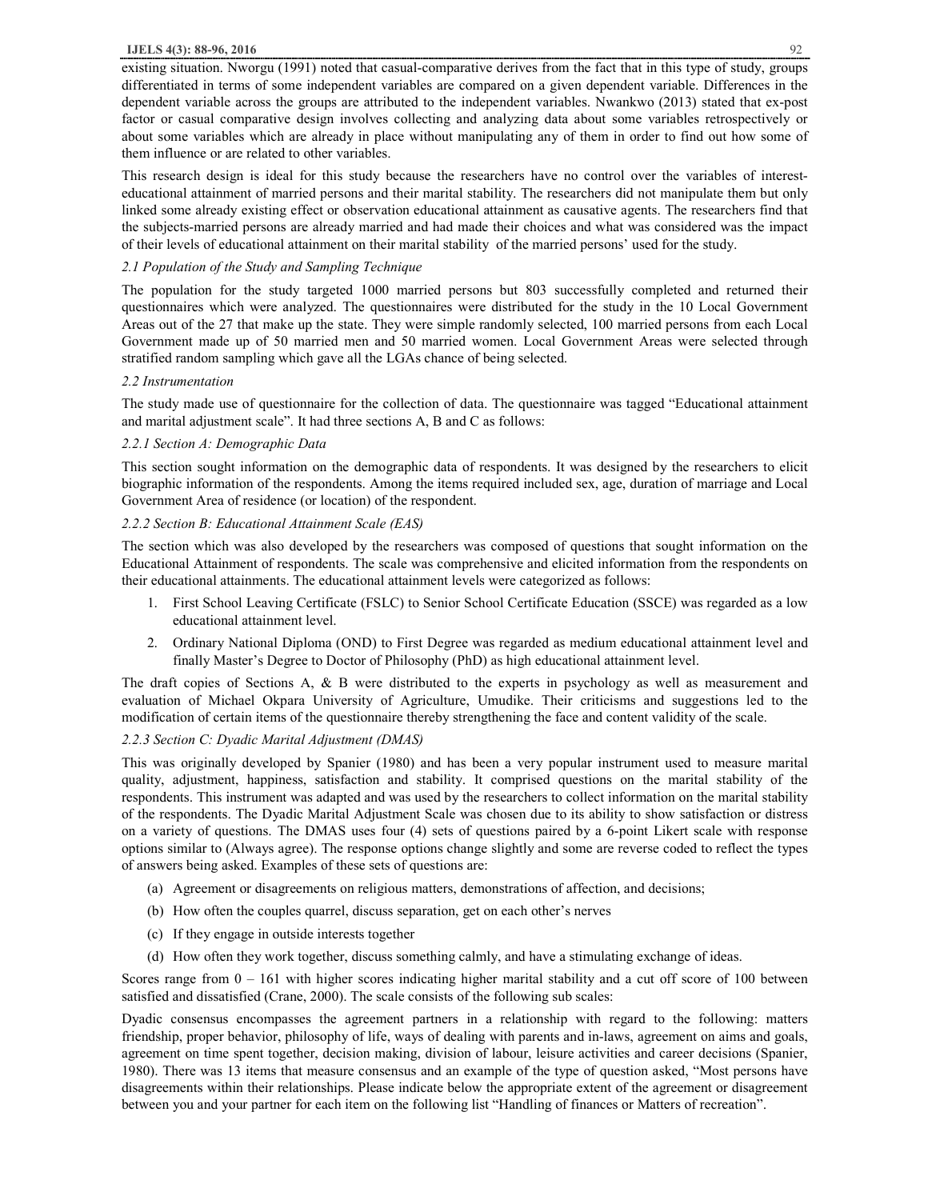existing situation. Nworgu (1991) noted that casual-comparative derives from the fact that in this type of study, groups differentiated in terms of some independent variables are compared on a given dependent variable. Differences in the dependent variable across the groups are attributed to the independent variables. Nwankwo (2013) stated that ex-post factor or casual comparative design involves collecting and analyzing data about some variables retrospectively or about some variables which are already in place without manipulating any of them in order to find out how some of them influence or are related to other variables.

This research design is ideal for this study because the researchers have no control over the variables of interest-educational attainment of married persons and their marital stability. The researchers did not manipulate them but only linked some already existing effect or observation educational attainment as causative agents. The researchers find that the subjects-married persons are already married and had made their choices and what was considered was the impact of their levels of educational attainment on their marital stability of the married persons' used for the study.

### *2.1 Population of the Study and Sampling Technique*

The population for the study targeted 1000 married persons but 803 successfully completed and returned their questionnaires which were analyzed. The questionnaires were distributed for the study in the 10 Local Government Areas out of the 27 that make up the state. They were simple randomly selected, 100 married persons from each Local Government made up of 50 married men and 50 married women. Local Government Areas were selected through stratified random sampling which gave all the LGAs chance of being selected.

### *2.2 Instrumentation*

The study made use of questionnaire for the collection of data. The questionnaire was tagged "Educational attainment and marital adjustment scale". It had three sections A, B and C as follows:

#### *2.2.1 Section A: Demographic Data*

This section sought information on the demographic data of respondents. It was designed by the researchers to elicit biographic information of the respondents. Among the items required included sex, age, duration of marriage and Local Government Area of residence (or location) of the respondent.

#### *2.2.2 Section B: Educational Attainment Scale (EAS)*

The section which was also developed by the researchers was composed of questions that sought information on the Educational Attainment of respondents. The scale was comprehensive and elicited information from the respondents on their educational attainments. The educational attainment levels were categorized as follows:

1. First School Leaving Certificate (FSLC) to Senior School Certificate Education (SSCE) was regarded as a low educational attainment level.
2. Ordinary National Diploma (OND) to First Degree was regarded as medium educational attainment level and finally Master's Degree to Doctor of Philosophy (PhD) as high educational attainment level.

The draft copies of Sections A, & B were distributed to the experts in psychology as well as measurement and evaluation of Michael Okpara University of Agriculture, Umudike. Their criticisms and suggestions led to the modification of certain items of the questionnaire thereby strengthening the face and content validity of the scale.

#### *2.2.3 Section C: Dyadic Marital Adjustment (DMAS)*

This was originally developed by Spanier (1980) and has been a very popular instrument used to measure marital quality, adjustment, happiness, satisfaction and stability. It comprised questions on the marital stability of the respondents. This instrument was adapted and was used by the researchers to collect information on the marital stability of the respondents. The Dyadic Marital Adjustment Scale was chosen due to its ability to show satisfaction or distress on a variety of questions. The DMAS uses four (4) sets of questions paired by a 6-point Likert scale with response options similar to (Always agree). The response options change slightly and some are reverse coded to reflect the types of answers being asked. Examples of these sets of questions are:

(a) Agreement or disagreements on religious matters, demonstrations of affection, and decisions;

(b) How often the couples quarrel, discuss separation, get on each other's nerves

(c) If they engage in outside interests together

(d) How often they work together, discuss something calmly, and have a stimulating exchange of ideas.

Scores range from 0 – 161 with higher scores indicating higher marital stability and a cut off score of 100 between satisfied and dissatisfied (Crane, 2000). The scale consists of the following sub scales:

Dyadic consensus encompasses the agreement partners in a relationship with regard to the following: matters friendship, proper behavior, philosophy of life, ways of dealing with parents and in-laws, agreement on aims and goals, agreement on time spent together, decision making, division of labour, leisure activities and career decisions (Spanier, 1980). There was 13 items that measure consensus and an example of the type of question asked, "Most persons have disagreements within their relationships. Please indicate below the appropriate extent of the agreement or disagreement between you and your partner for each item on the following list "Handling of finances or Matters of recreation".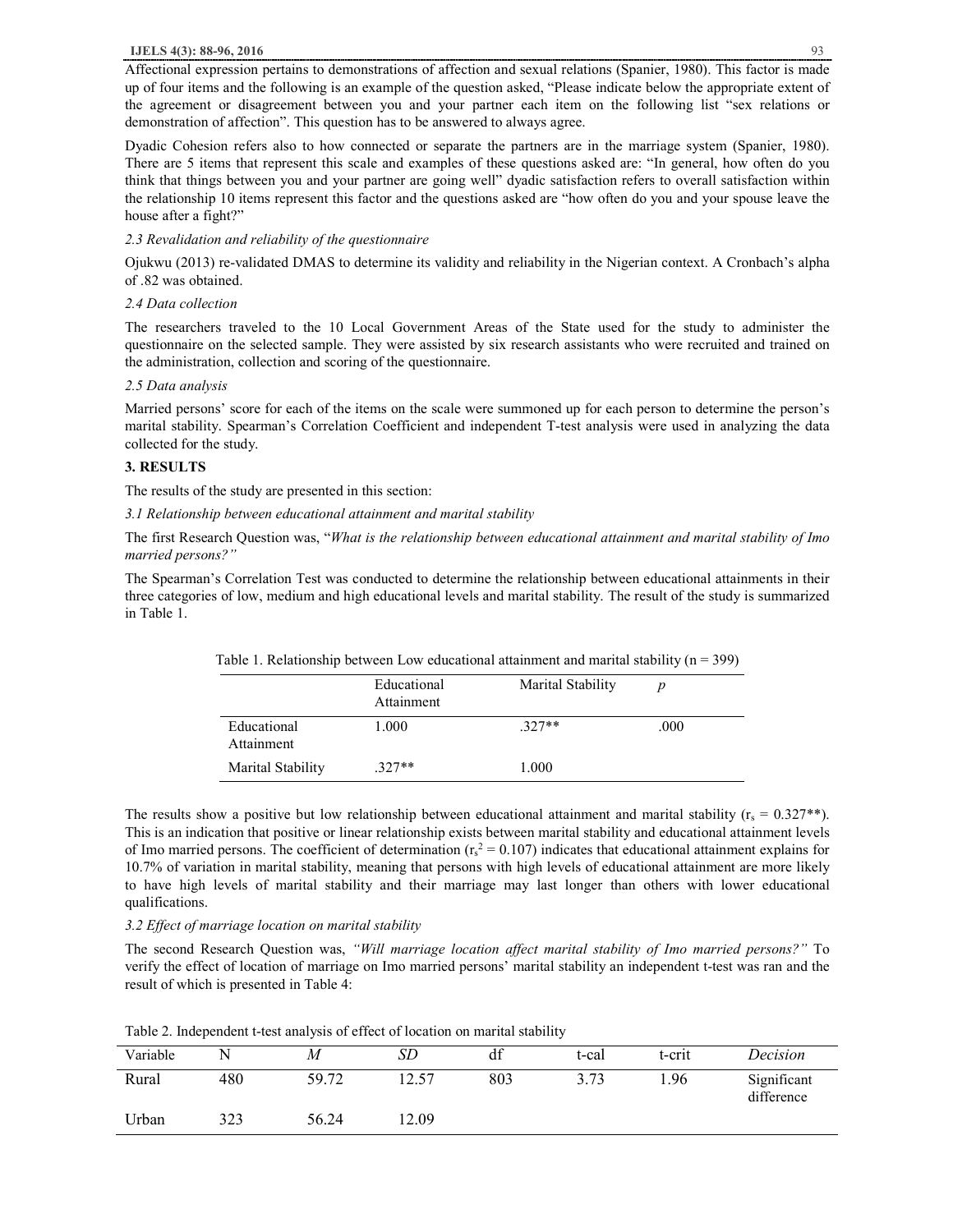Affectional expression pertains to demonstrations of affection and sexual relations (Spanier, 1980). This factor is made up of four items and the following is an example of the question asked, "Please indicate below the appropriate extent of the agreement or disagreement between you and your partner each item on the following list "sex relations or demonstration of affection". This question has to be answered to always agree.

Dyadic Cohesion refers also to how connected or separate the partners are in the marriage system (Spanier, 1980). There are 5 items that represent this scale and examples of these questions asked are: "In general, how often do you think that things between you and your partner are going well" dyadic satisfaction refers to overall satisfaction within the relationship 10 items represent this factor and the questions asked are "how often do you and your spouse leave the house after a fight?"

*2.3 Revalidation and reliability of the questionnaire*

Ojukwu (2013) re-validated DMAS to determine its validity and reliability in the Nigerian context. A Cronbach's alpha of .82 was obtained.

*2.4 Data collection*

The researchers traveled to the 10 Local Government Areas of the State used for the study to administer the questionnaire on the selected sample. They were assisted by six research assistants who were recruited and trained on the administration, collection and scoring of the questionnaire.

*2.5 Data analysis*

Married persons' score for each of the items on the scale were summoned up for each person to determine the person's marital stability. Spearman's Correlation Coefficient and independent T-test analysis were used in analyzing the data collected for the study.

## 3. RESULTS

The results of the study are presented in this section:

*3.1 Relationship between educational attainment and marital stability*

The first Research Question was, "*What is the relationship between educational attainment and marital stability of Imo married persons?"*

The Spearman's Correlation Test was conducted to determine the relationship between educational attainments in their three categories of low, medium and high educational levels and marital stability. The result of the study is summarized in Table 1.

Table 1. Relationship between Low educational attainment and marital stability (n = 399)

| | Educational Attainment | Marital Stability | *p* |
|---|---|---|---|
| Educational Attainment | 1.000 | .327** | .000 |
| Marital Stability | .327** | 1.000 | |

The results show a positive but low relationship between educational attainment and marital stability ($r_s$ = 0.327**). This is an indication that positive or linear relationship exists between marital stability and educational attainment levels of Imo married persons. The coefficient of determination ($r_s^2$ = 0.107) indicates that educational attainment explains for 10.7% of variation in marital stability, meaning that persons with high levels of educational attainment are more likely to have high levels of marital stability and their marriage may last longer than others with lower educational qualifications.

*3.2 Effect of marriage location on marital stability*

The second Research Question was, *"Will marriage location affect marital stability of Imo married persons?"* To verify the effect of location of marriage on Imo married persons' marital stability an independent t-test was ran and the result of which is presented in Table 4:

Table 2. Independent t-test analysis of effect of location on marital stability

| Variable | N | *M* | *SD* | df | t-cal | t-crit | *Decision* |
|---|---|---|---|---|---|---|---|
| Rural | 480 | 59.72 | 12.57 | 803 | 3.73 | 1.96 | Significant difference |
| Urban | 323 | 56.24 | 12.09 | | | | |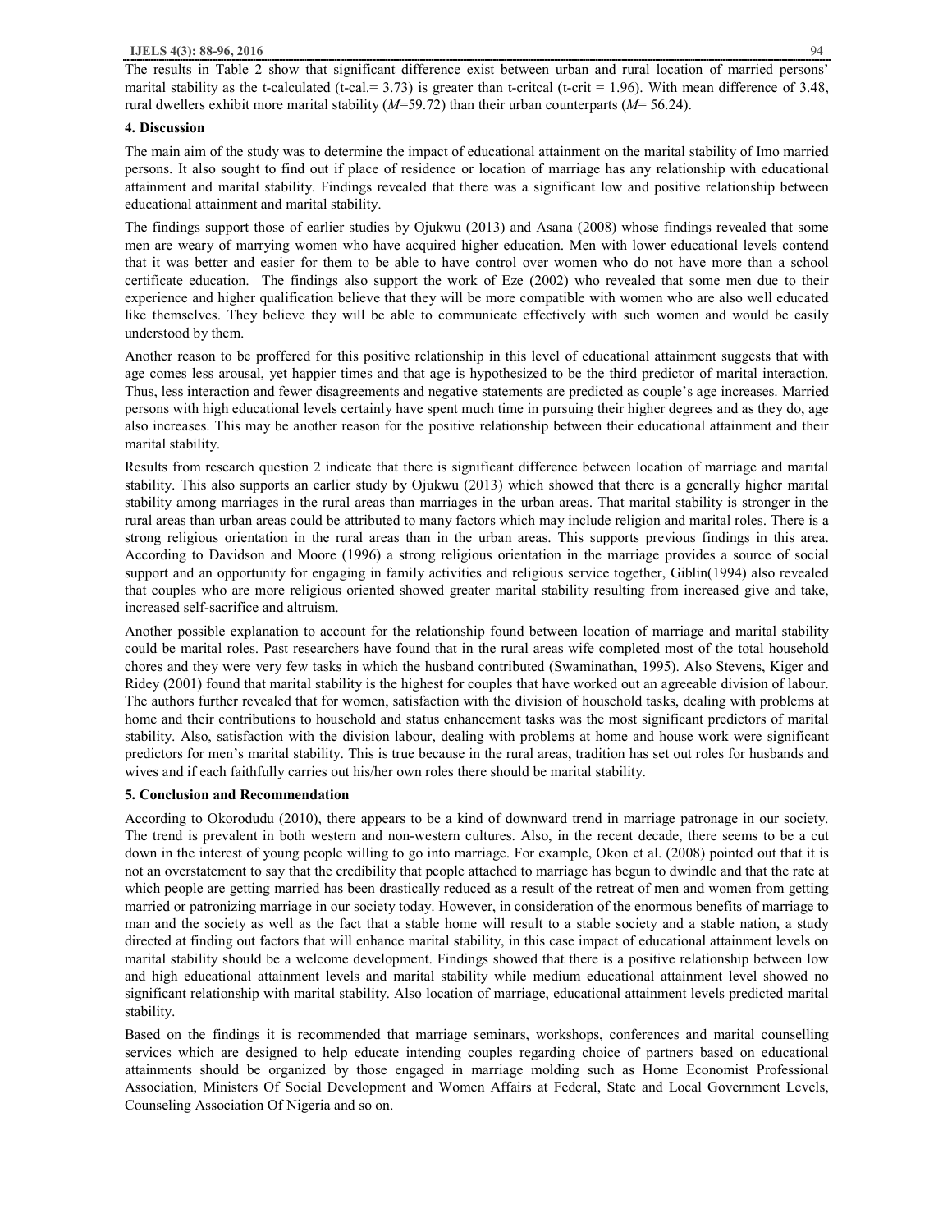The results in Table 2 show that significant difference exist between urban and rural location of married persons' marital stability as the t-calculated (t-cal.= 3.73) is greater than t-critcal (t-crit = 1.96). With mean difference of 3.48, rural dwellers exhibit more marital stability (*M*=59.72) than their urban counterparts (*M*= 56.24).

## 4. Discussion

The main aim of the study was to determine the impact of educational attainment on the marital stability of Imo married persons. It also sought to find out if place of residence or location of marriage has any relationship with educational attainment and marital stability. Findings revealed that there was a significant low and positive relationship between educational attainment and marital stability.

The findings support those of earlier studies by Ojukwu (2013) and Asana (2008) whose findings revealed that some men are weary of marrying women who have acquired higher education. Men with lower educational levels contend that it was better and easier for them to be able to have control over women who do not have more than a school certificate education. The findings also support the work of Eze (2002) who revealed that some men due to their experience and higher qualification believe that they will be more compatible with women who are also well educated like themselves. They believe they will be able to communicate effectively with such women and would be easily understood by them.

Another reason to be proffered for this positive relationship in this level of educational attainment suggests that with age comes less arousal, yet happier times and that age is hypothesized to be the third predictor of marital interaction. Thus, less interaction and fewer disagreements and negative statements are predicted as couple's age increases. Married persons with high educational levels certainly have spent much time in pursuing their higher degrees and as they do, age also increases. This may be another reason for the positive relationship between their educational attainment and their marital stability.

Results from research question 2 indicate that there is significant difference between location of marriage and marital stability. This also supports an earlier study by Ojukwu (2013) which showed that there is a generally higher marital stability among marriages in the rural areas than marriages in the urban areas. That marital stability is stronger in the rural areas than urban areas could be attributed to many factors which may include religion and marital roles. There is a strong religious orientation in the rural areas than in the urban areas. This supports previous findings in this area. According to Davidson and Moore (1996) a strong religious orientation in the marriage provides a source of social support and an opportunity for engaging in family activities and religious service together, Giblin(1994) also revealed that couples who are more religious oriented showed greater marital stability resulting from increased give and take, increased self-sacrifice and altruism.

Another possible explanation to account for the relationship found between location of marriage and marital stability could be marital roles. Past researchers have found that in the rural areas wife completed most of the total household chores and they were very few tasks in which the husband contributed (Swaminathan, 1995). Also Stevens, Kiger and Ridey (2001) found that marital stability is the highest for couples that have worked out an agreeable division of labour. The authors further revealed that for women, satisfaction with the division of household tasks, dealing with problems at home and their contributions to household and status enhancement tasks was the most significant predictors of marital stability. Also, satisfaction with the division labour, dealing with problems at home and house work were significant predictors for men's marital stability. This is true because in the rural areas, tradition has set out roles for husbands and wives and if each faithfully carries out his/her own roles there should be marital stability.

## 5. Conclusion and Recommendation

According to Okorodudu (2010), there appears to be a kind of downward trend in marriage patronage in our society. The trend is prevalent in both western and non-western cultures. Also, in the recent decade, there seems to be a cut down in the interest of young people willing to go into marriage. For example, Okon et al. (2008) pointed out that it is not an overstatement to say that the credibility that people attached to marriage has begun to dwindle and that the rate at which people are getting married has been drastically reduced as a result of the retreat of men and women from getting married or patronizing marriage in our society today. However, in consideration of the enormous benefits of marriage to man and the society as well as the fact that a stable home will result to a stable society and a stable nation, a study directed at finding out factors that will enhance marital stability, in this case impact of educational attainment levels on marital stability should be a welcome development. Findings showed that there is a positive relationship between low and high educational attainment levels and marital stability while medium educational attainment level showed no significant relationship with marital stability. Also location of marriage, educational attainment levels predicted marital stability.

Based on the findings it is recommended that marriage seminars, workshops, conferences and marital counselling services which are designed to help educate intending couples regarding choice of partners based on educational attainments should be organized by those engaged in marriage molding such as Home Economist Professional Association, Ministers Of Social Development and Women Affairs at Federal, State and Local Government Levels, Counseling Association Of Nigeria and so on.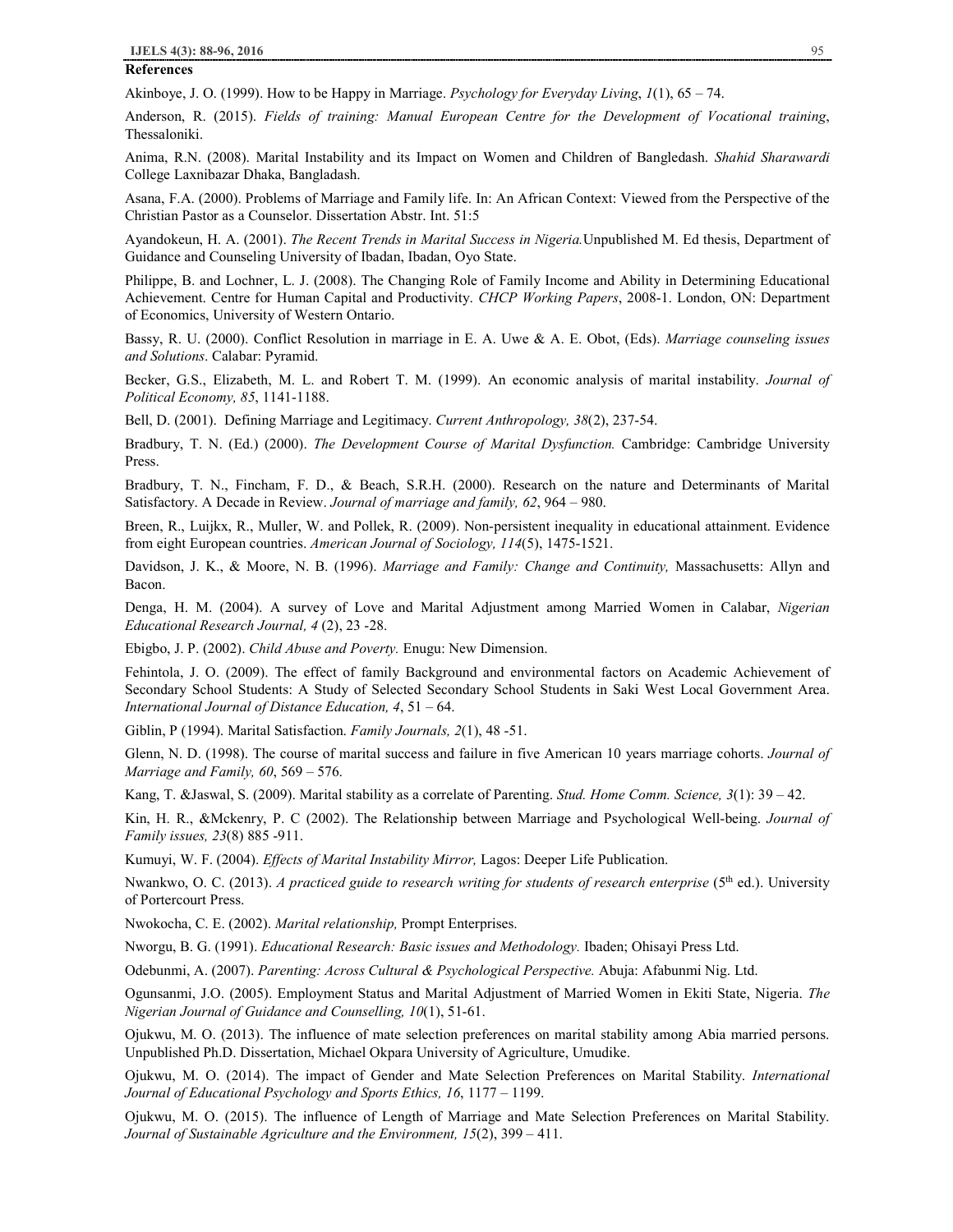**References**

Akinboye, J. O. (1999). How to be Happy in Marriage. *Psychology for Everyday Living*, *1*(1), 65 – 74.

Anderson, R. (2015). *Fields of training: Manual European Centre for the Development of Vocational training*, Thessaloniki.

Anima, R.N. (2008). Marital Instability and its Impact on Women and Children of Bangledash. *Shahid Sharawardi* College Laxnibazar Dhaka, Bangladash.

Asana, F.A. (2000). Problems of Marriage and Family life. In: An African Context: Viewed from the Perspective of the Christian Pastor as a Counselor. Dissertation Abstr. Int. 51:5

Ayandokeun, H. A. (2001). *The Recent Trends in Marital Success in Nigeria.*Unpublished M. Ed thesis, Department of Guidance and Counseling University of Ibadan, Ibadan, Oyo State.

Philippe, B. and Lochner, L. J. (2008). The Changing Role of Family Income and Ability in Determining Educational Achievement. Centre for Human Capital and Productivity. *CHCP Working Papers*, 2008-1. London, ON: Department of Economics, University of Western Ontario.

Bassy, R. U. (2000). Conflict Resolution in marriage in E. A. Uwe & A. E. Obot, (Eds). *Marriage counseling issues and Solutions*. Calabar: Pyramid.

Becker, G.S., Elizabeth, M. L. and Robert T. M. (1999). An economic analysis of marital instability. *Journal of Political Economy, 85*, 1141-1188.

Bell, D. (2001). Defining Marriage and Legitimacy. *Current Anthropology, 38*(2), 237-54.

Bradbury, T. N. (Ed.) (2000). *The Development Course of Marital Dysfunction.* Cambridge: Cambridge University Press.

Bradbury, T. N., Fincham, F. D., & Beach, S.R.H. (2000). Research on the nature and Determinants of Marital Satisfactory. A Decade in Review. *Journal of marriage and family, 62*, 964 – 980.

Breen, R., Luijkx, R., Muller, W. and Pollek, R. (2009). Non-persistent inequality in educational attainment. Evidence from eight European countries. *American Journal of Sociology, 114*(5), 1475-1521.

Davidson, J. K., & Moore, N. B. (1996). *Marriage and Family: Change and Continuity,* Massachusetts: Allyn and Bacon.

Denga, H. M. (2004). A survey of Love and Marital Adjustment among Married Women in Calabar, *Nigerian Educational Research Journal, 4* (2), 23 -28.

Ebigbo, J. P. (2002). *Child Abuse and Poverty.* Enugu: New Dimension.

Fehintola, J. O. (2009). The effect of family Background and environmental factors on Academic Achievement of Secondary School Students: A Study of Selected Secondary School Students in Saki West Local Government Area. *International Journal of Distance Education, 4*, 51 – 64.

Giblin, P (1994). Marital Satisfaction. *Family Journals, 2*(1), 48 -51.

Glenn, N. D. (1998). The course of marital success and failure in five American 10 years marriage cohorts. *Journal of Marriage and Family, 60*, 569 – 576.

Kang, T. &Jaswal, S. (2009). Marital stability as a correlate of Parenting. *Stud. Home Comm. Science, 3*(1): 39 – 42.

Kin, H. R., &Mckenry, P. C (2002). The Relationship between Marriage and Psychological Well-being. *Journal of Family issues, 23*(8) 885 -911.

Kumuyi, W. F. (2004). *Effects of Marital Instability Mirror,* Lagos: Deeper Life Publication.

Nwankwo, O. C. (2013). *A practiced guide to research writing for students of research enterprise* (5th ed.). University of Portercourt Press.

Nwokocha, C. E. (2002). *Marital relationship,* Prompt Enterprises.

Nworgu, B. G. (1991). *Educational Research: Basic issues and Methodology.* Ibaden; Ohisayi Press Ltd.

Odebunmi, A. (2007). *Parenting: Across Cultural & Psychological Perspective.* Abuja: Afabunmi Nig. Ltd.

Ogunsanmi, J.O. (2005). Employment Status and Marital Adjustment of Married Women in Ekiti State, Nigeria. *The Nigerian Journal of Guidance and Counselling, 10*(1), 51-61.

Ojukwu, M. O. (2013). The influence of mate selection preferences on marital stability among Abia married persons. Unpublished Ph.D. Dissertation, Michael Okpara University of Agriculture, Umudike.

Ojukwu, M. O. (2014). The impact of Gender and Mate Selection Preferences on Marital Stability. *International Journal of Educational Psychology and Sports Ethics, 16*, 1177 – 1199.

Ojukwu, M. O. (2015). The influence of Length of Marriage and Mate Selection Preferences on Marital Stability. *Journal of Sustainable Agriculture and the Environment, 15*(2), 399 – 411.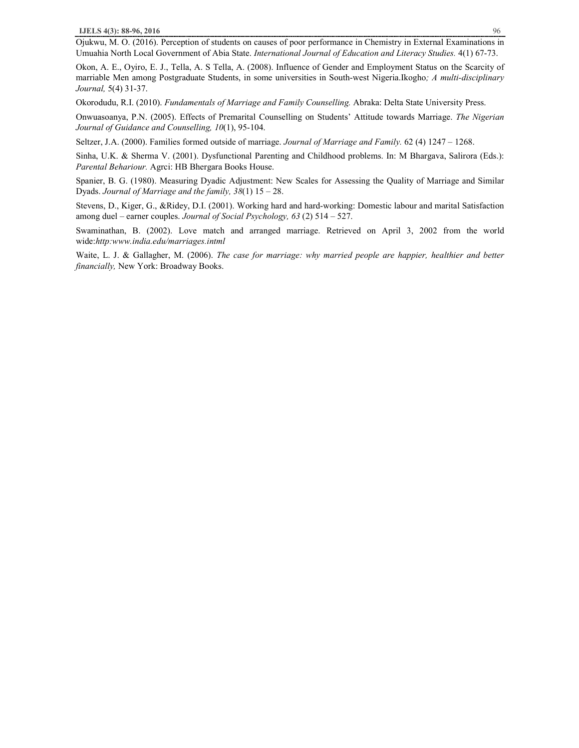Ojukwu, M. O. (2016). Perception of students on causes of poor performance in Chemistry in External Examinations in Umuahia North Local Government of Abia State. *International Journal of Education and Literacy Studies.* 4(1) 67-73.

Okon, A. E., Oyiro, E. J., Tella, A. S Tella, A. (2008). Influence of Gender and Employment Status on the Scarcity of marriable Men among Postgraduate Students, in some universities in South-west Nigeria.Ikogho*; A multi-disciplinary Journal,* 5(4) 31-37.

Okorodudu, R.I. (2010). *Fundamentals of Marriage and Family Counselling.* Abraka: Delta State University Press.

Onwuasoanya, P.N. (2005). Effects of Premarital Counselling on Students' Attitude towards Marriage. *The Nigerian Journal of Guidance and Counselling, 10*(1), 95-104.

Seltzer, J.A. (2000). Families formed outside of marriage. *Journal of Marriage and Family.* 62 (4) 1247 – 1268.

Sinha, U.K. & Sherma V. (2001). Dysfunctional Parenting and Childhood problems. In: M Bhargava, Salirora (Eds.): *Parental Behariour.* Agrci: HB Bhergara Books House.

Spanier, B. G. (1980). Measuring Dyadic Adjustment: New Scales for Assessing the Quality of Marriage and Similar Dyads. *Journal of Marriage and the family, 38*(1) 15 – 28.

Stevens, D., Kiger, G., &Ridey, D.I. (2001). Working hard and hard-working: Domestic labour and marital Satisfaction among duel – earner couples. *Journal of Social Psychology, 63* (2) 514 – 527.

Swaminathan, B. (2002). Love match and arranged marriage. Retrieved on April 3, 2002 from the world wide:*http:www.india.edu/marriages.intml*

Waite, L. J. & Gallagher, M. (2006). *The case for marriage: why married people are happier, healthier and better financially,* New York: Broadway Books.